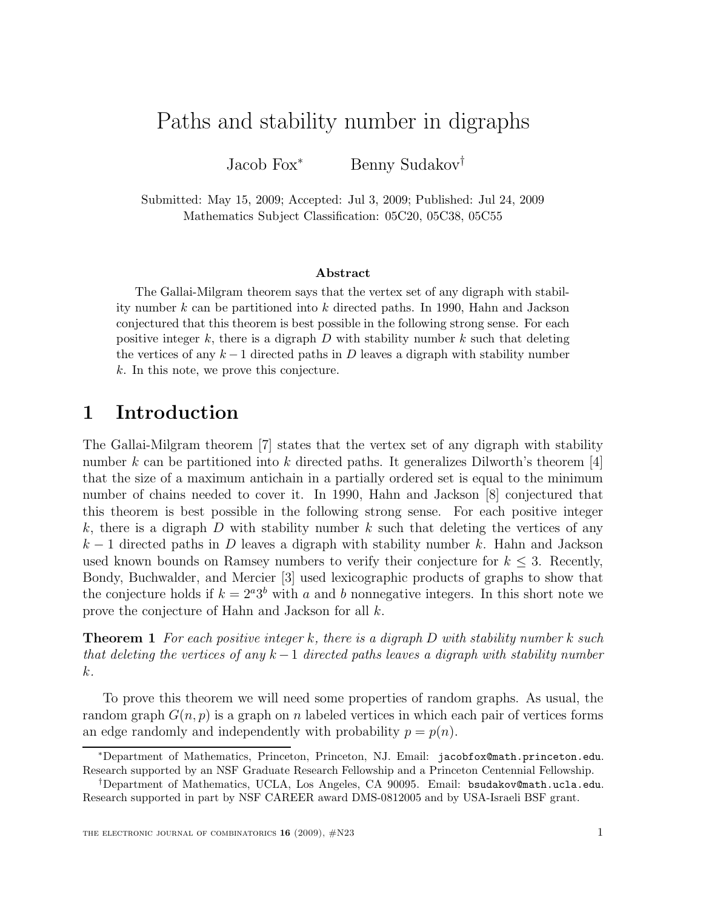# Paths and stability number in digraphs

Jacob Fox* Benny Sudakov†

Submitted: May 15, 2009; Accepted: Jul 3, 2009; Published: Jul 24, 2009
Mathematics Subject Classification: 05C20, 05C38, 05C55

### Abstract

The Gallai-Milgram theorem says that the vertex set of any digraph with stability number $k$ can be partitioned into $k$ directed paths. In 1990, Hahn and Jackson conjectured that this theorem is best possible in the following strong sense. For each positive integer $k$, there is a digraph $D$ with stability number $k$ such that deleting the vertices of any $k-1$ directed paths in $D$ leaves a digraph with stability number $k$. In this note, we prove this conjecture.

## 1 Introduction

The Gallai-Milgram theorem [7] states that the vertex set of any digraph with stability number $k$ can be partitioned into $k$ directed paths. It generalizes Dilworth's theorem [4] that the size of a maximum antichain in a partially ordered set is equal to the minimum number of chains needed to cover it. In 1990, Hahn and Jackson [8] conjectured that this theorem is best possible in the following strong sense. For each positive integer $k$, there is a digraph $D$ with stability number $k$ such that deleting the vertices of any $k-1$ directed paths in $D$ leaves a digraph with stability number $k$. Hahn and Jackson used known bounds on Ramsey numbers to verify their conjecture for $k \leq 3$. Recently, Bondy, Buchwalder, and Mercier [3] used lexicographic products of graphs to show that the conjecture holds if $k = 2^a 3^b$ with $a$ and $b$ nonnegative integers. In this short note we prove the conjecture of Hahn and Jackson for all $k$.

**Theorem 1** *For each positive integer $k$, there is a digraph $D$ with stability number $k$ such that deleting the vertices of any $k-1$ directed paths leaves a digraph with stability number $k$.*

To prove this theorem we will need some properties of random graphs. As usual, the random graph $G(n,p)$ is a graph on $n$ labeled vertices in which each pair of vertices forms an edge randomly and independently with probability $p = p(n)$.

*Department of Mathematics, Princeton, Princeton, NJ. Email: jacobfox@math.princeton.edu. Research supported by an NSF Graduate Research Fellowship and a Princeton Centennial Fellowship.

†Department of Mathematics, UCLA, Los Angeles, CA 90095. Email: bsudakov@math.ucla.edu. Research supported in part by NSF CAREER award DMS-0812005 and by USA-Israeli BSF grant.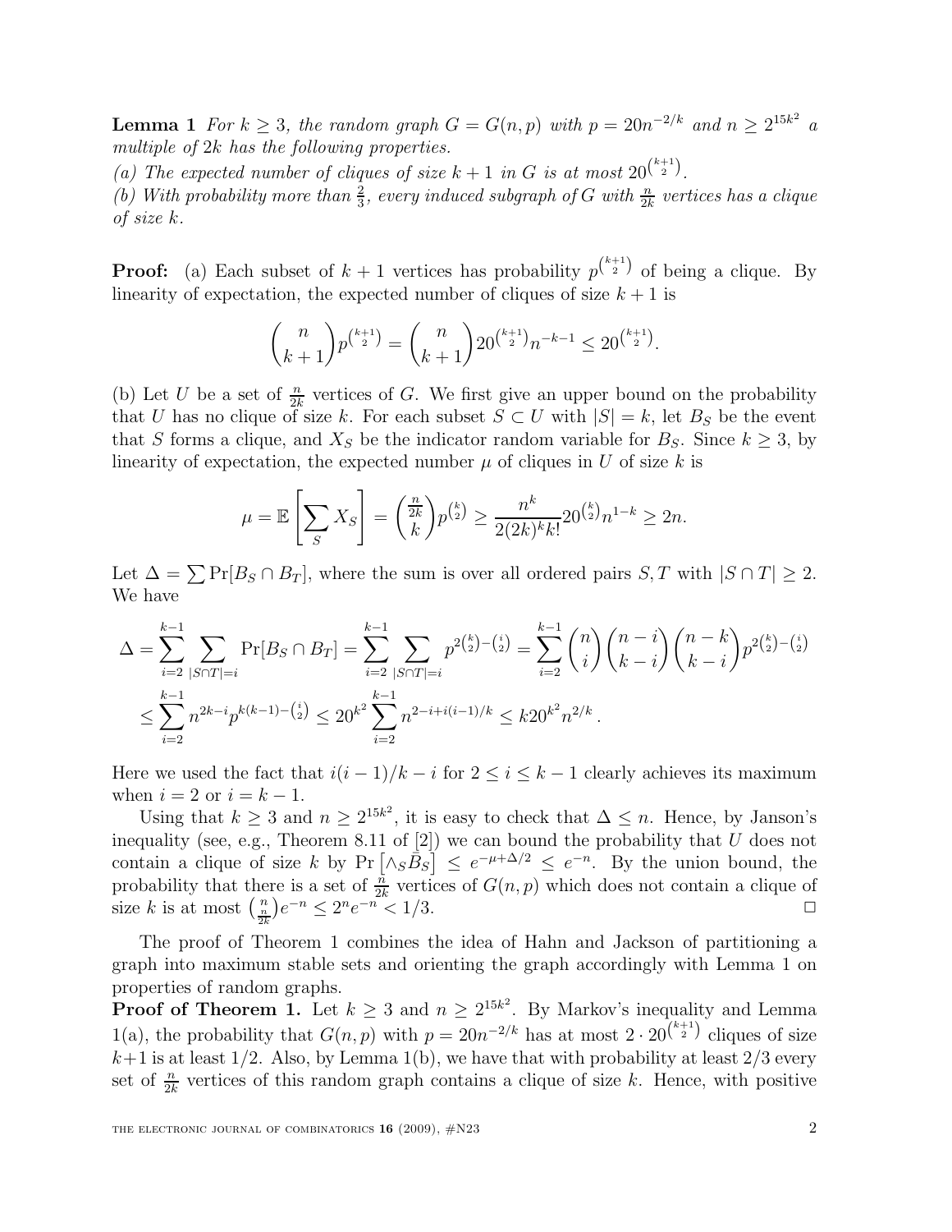**Lemma 1** *For $k \geq 3$, the random graph $G = G(n,p)$ with $p = 20n^{-2/k}$ and $n \geq 2^{15k^2}$ a multiple of $2k$ has the following properties.*
*(a) The expected number of cliques of size $k+1$ in $G$ is at most $20^{\binom{k+1}{2}}$.*
*(b) With probability more than $\frac{2}{3}$, every induced subgraph of $G$ with $\frac{n}{2k}$ vertices has a clique of size $k$.*

**Proof:** (a) Each subset of $k+1$ vertices has probability $p^{\binom{k+1}{2}}$ of being a clique. By linearity of expectation, the expected number of cliques of size $k+1$ is

$$\binom{n}{k+1}p^{\binom{k+1}{2}} = \binom{n}{k+1}20^{\binom{k+1}{2}}n^{-k-1} \leq 20^{\binom{k+1}{2}}.$$

(b) Let $U$ be a set of $\frac{n}{2k}$ vertices of $G$. We first give an upper bound on the probability that $U$ has no clique of size $k$. For each subset $S \subset U$ with $|S| = k$, let $B_S$ be the event that $S$ forms a clique, and $X_S$ be the indicator random variable for $B_S$. Since $k \geq 3$, by linearity of expectation, the expected number $\mu$ of cliques in $U$ of size $k$ is

$$\mu = \mathbb{E}\left[\sum_S X_S\right] = \binom{\frac{n}{2k}}{k}p^{\binom{k}{2}} \geq \frac{n^k}{2(2k)^k k!}20^{\binom{k}{2}}n^{1-k} \geq 2n.$$

Let $\Delta = \sum \Pr[B_S \cap B_T]$, where the sum is over all ordered pairs $S, T$ with $|S \cap T| \geq 2$. We have

$$\begin{aligned}
\Delta &= \sum_{i=2}^{k-1}\sum_{|S\cap T|=i}\Pr[B_S \cap B_T] = \sum_{i=2}^{k-1}\sum_{|S\cap T|=i}p^{2\binom{k}{2}-\binom{i}{2}} = \sum_{i=2}^{k-1}\binom{n}{i}\binom{n-i}{k-i}\binom{n-k}{k-i}p^{2\binom{k}{2}-\binom{i}{2}} \\
&\leq \sum_{i=2}^{k-1}n^{2k-i}p^{k(k-1)-\binom{i}{2}} \leq 20^{k^2}\sum_{i=2}^{k-1}n^{2-i+i(i-1)/k} \leq k20^{k^2}n^{2/k}.
\end{aligned}$$

Here we used the fact that $i(i-1)/k - i$ for $2 \leq i \leq k-1$ clearly achieves its maximum when $i = 2$ or $i = k-1$.

Using that $k \geq 3$ and $n \geq 2^{15k^2}$, it is easy to check that $\Delta \leq n$. Hence, by Janson's inequality (see, e.g., Theorem 8.11 of [2]) we can bound the probability that $U$ does not contain a clique of size $k$ by $\Pr\left[\wedge_S \bar{B}_S\right] \leq e^{-\mu+\Delta/2} \leq e^{-n}$. By the union bound, the probability that there is a set of $\frac{n}{2k}$ vertices of $G(n,p)$ which does not contain a clique of size $k$ is at most $\binom{n}{\frac{n}{2k}}e^{-n} \leq 2^n e^{-n} < 1/3$. $\Box$

The proof of Theorem 1 combines the idea of Hahn and Jackson of partitioning a graph into maximum stable sets and orienting the graph accordingly with Lemma 1 on properties of random graphs.

**Proof of Theorem 1.** Let $k \geq 3$ and $n \geq 2^{15k^2}$. By Markov's inequality and Lemma 1(a), the probability that $G(n,p)$ with $p = 20n^{-2/k}$ has at most $2 \cdot 20^{\binom{k+1}{2}}$ cliques of size $k+1$ is at least $1/2$. Also, by Lemma 1(b), we have that with probability at least $2/3$ every set of $\frac{n}{2k}$ vertices of this random graph contains a clique of size $k$. Hence, with positive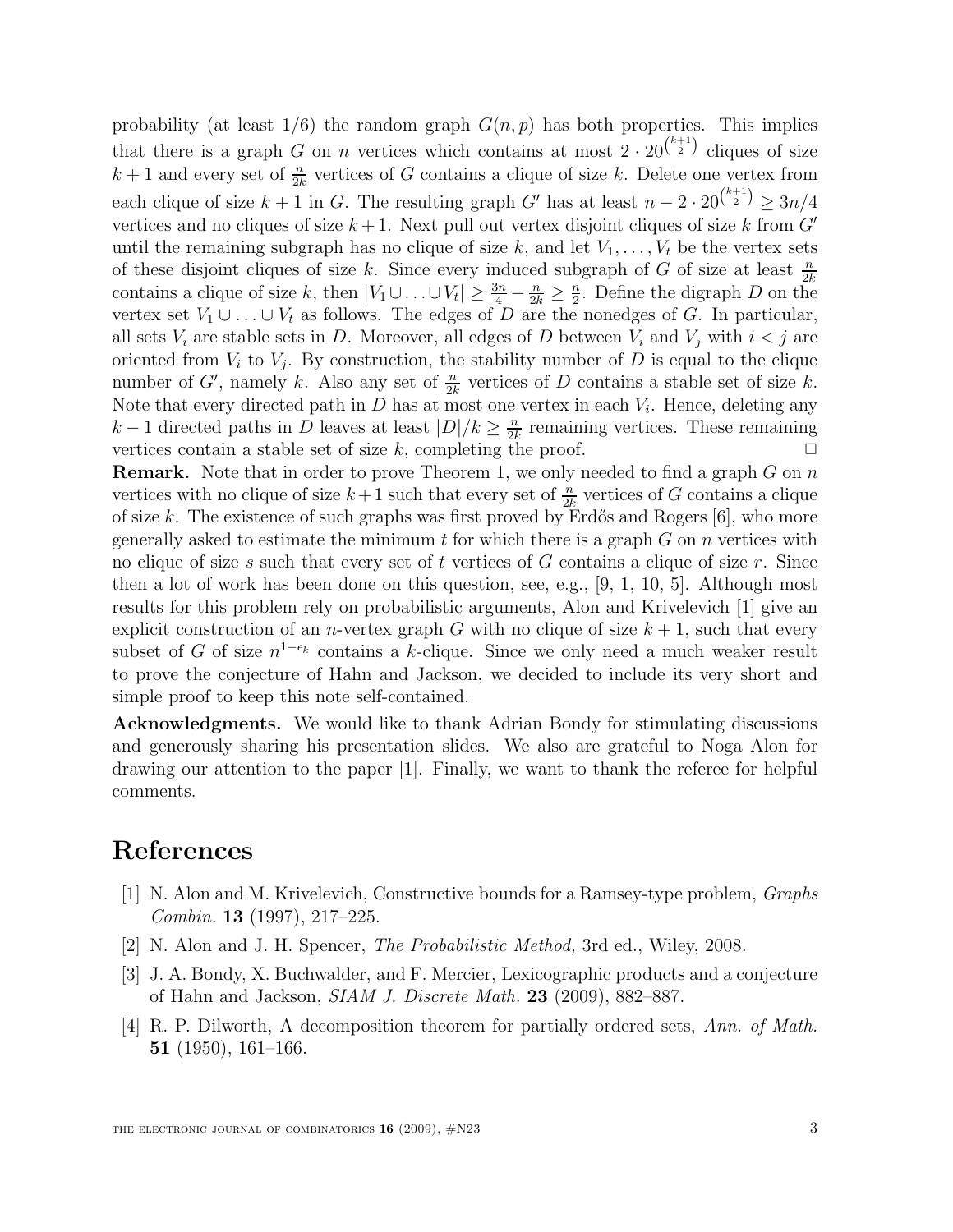probability (at least 1/6) the random graph $G(n, p)$ has both properties. This implies that there is a graph $G$ on $n$ vertices which contains at most $2 \cdot 20^{\binom{k+1}{2}}$ cliques of size $k+1$ and every set of $\frac{n}{2k}$ vertices of $G$ contains a clique of size $k$. Delete one vertex from each clique of size $k+1$ in $G$. The resulting graph $G'$ has at least $n - 2 \cdot 20^{\binom{k+1}{2}} \geq 3n/4$ vertices and no cliques of size $k+1$. Next pull out vertex disjoint cliques of size $k$ from $G'$ until the remaining subgraph has no clique of size $k$, and let $V_1, \ldots, V_t$ be the vertex sets of these disjoint cliques of size $k$. Since every induced subgraph of $G$ of size at least $\frac{n}{2k}$ contains a clique of size $k$, then $|V_1 \cup \ldots \cup V_t| \geq \frac{3n}{4} - \frac{n}{2k} \geq \frac{n}{2}$. Define the digraph $D$ on the vertex set $V_1 \cup \ldots \cup V_t$ as follows. The edges of $D$ are the nonedges of $G$. In particular, all sets $V_i$ are stable sets in $D$. Moreover, all edges of $D$ between $V_i$ and $V_j$ with $i < j$ are oriented from $V_i$ to $V_j$. By construction, the stability number of $D$ is equal to the clique number of $G'$, namely $k$. Also any set of $\frac{n}{2k}$ vertices of $D$ contains a stable set of size $k$. Note that every directed path in $D$ has at most one vertex in each $V_i$. Hence, deleting any $k-1$ directed paths in $D$ leaves at least $|D|/k \geq \frac{n}{2k}$ remaining vertices. These remaining vertices contain a stable set of size $k$, completing the proof. □

**Remark.** Note that in order to prove Theorem 1, we only needed to find a graph $G$ on $n$ vertices with no clique of size $k+1$ such that every set of $\frac{n}{2k}$ vertices of $G$ contains a clique of size $k$. The existence of such graphs was first proved by Erdős and Rogers [6], who more generally asked to estimate the minimum $t$ for which there is a graph $G$ on $n$ vertices with no clique of size $s$ such that every set of $t$ vertices of $G$ contains a clique of size $r$. Since then a lot of work has been done on this question, see, e.g., [9, 1, 10, 5]. Although most results for this problem rely on probabilistic arguments, Alon and Krivelevich [1] give an explicit construction of an $n$-vertex graph $G$ with no clique of size $k+1$, such that every subset of $G$ of size $n^{1-\epsilon_k}$ contains a $k$-clique. Since we only need a much weaker result to prove the conjecture of Hahn and Jackson, we decided to include its very short and simple proof to keep this note self-contained.

**Acknowledgments.** We would like to thank Adrian Bondy for stimulating discussions and generously sharing his presentation slides. We also are grateful to Noga Alon for drawing our attention to the paper [1]. Finally, we want to thank the referee for helpful comments.

# References

[1] N. Alon and M. Krivelevich, Constructive bounds for a Ramsey-type problem, *Graphs Combin.* **13** (1997), 217–225.

[2] N. Alon and J. H. Spencer, *The Probabilistic Method,* 3rd ed., Wiley, 2008.

[3] J. A. Bondy, X. Buchwalder, and F. Mercier, Lexicographic products and a conjecture of Hahn and Jackson, *SIAM J. Discrete Math.* **23** (2009), 882–887.

[4] R. P. Dilworth, A decomposition theorem for partially ordered sets, *Ann. of Math.* **51** (1950), 161–166.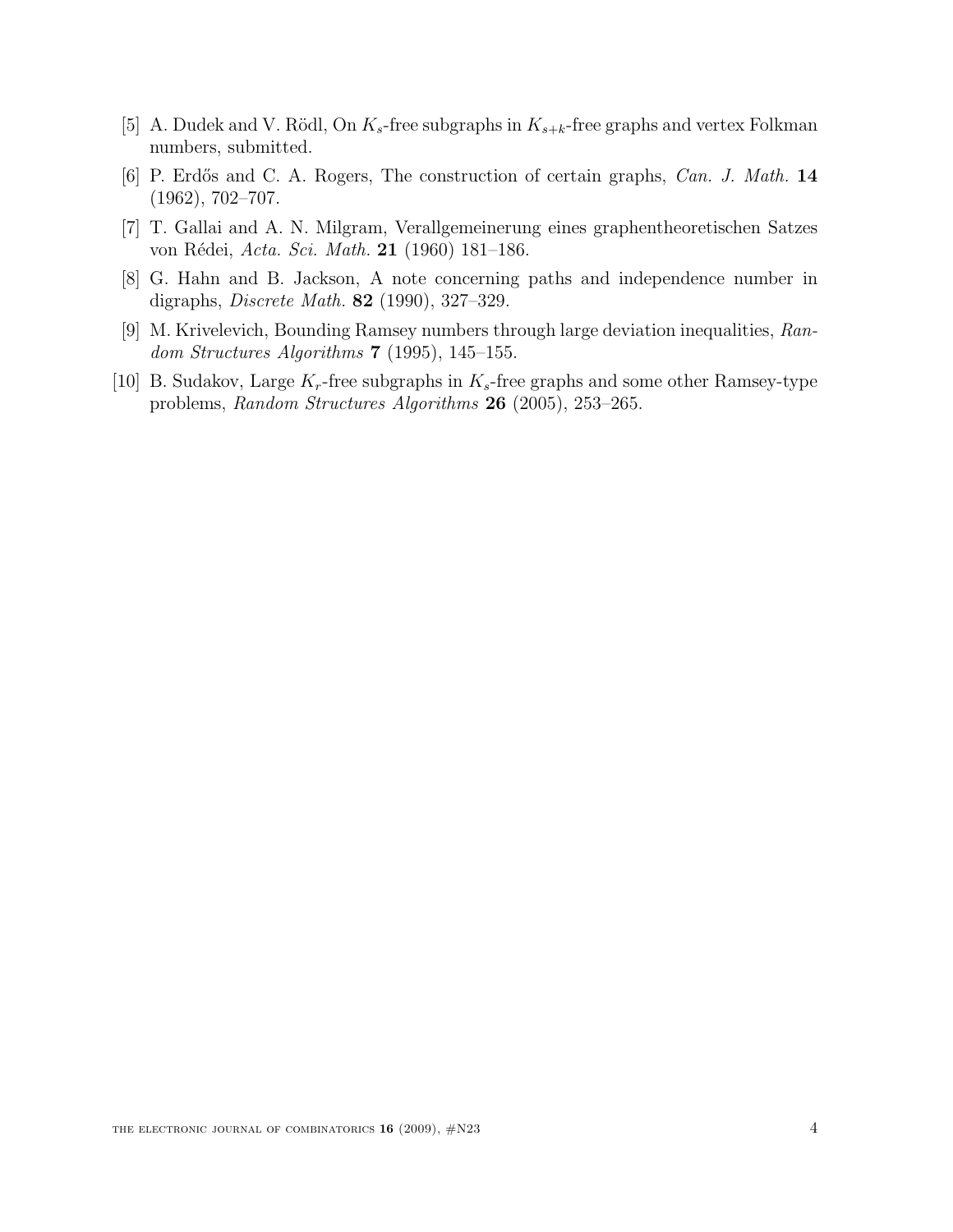[5] A. Dudek and V. Rödl, On $K_s$-free subgraphs in $K_{s+k}$-free graphs and vertex Folkman numbers, submitted.

[6] P. Erdős and C. A. Rogers, The construction of certain graphs, *Can. J. Math.* **14** (1962), 702–707.

[7] T. Gallai and A. N. Milgram, Verallgemeinerung eines graphentheoretischen Satzes von Rédei, *Acta. Sci. Math.* **21** (1960) 181–186.

[8] G. Hahn and B. Jackson, A note concerning paths and independence number in digraphs, *Discrete Math.* **82** (1990), 327–329.

[9] M. Krivelevich, Bounding Ramsey numbers through large deviation inequalities, *Random Structures Algorithms* **7** (1995), 145–155.

[10] B. Sudakov, Large $K_r$-free subgraphs in $K_s$-free graphs and some other Ramsey-type problems, *Random Structures Algorithms* **26** (2005), 253–265.